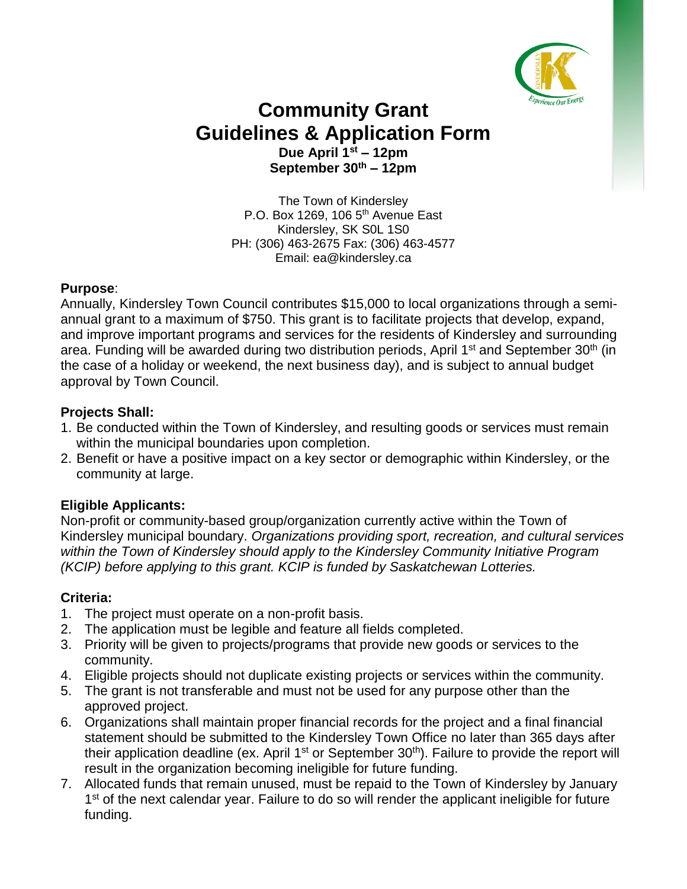# Community Grant
# Guidelines & Application Form

**Due April 1st – 12pm**
**September 30th – 12pm**

The Town of Kindersley
P.O. Box 1269, 106 5th Avenue East
Kindersley, SK S0L 1S0
PH: (306) 463-2675 Fax: (306) 463-4577
Email: ea@kindersley.ca

**Purpose**:
Annually, Kindersley Town Council contributes $15,000 to local organizations through a semi-annual grant to a maximum of $750. This grant is to facilitate projects that develop, expand, and improve important programs and services for the residents of Kindersley and surrounding area. Funding will be awarded during two distribution periods, April 1st and September 30th (in the case of a holiday or weekend, the next business day), and is subject to annual budget approval by Town Council.

**Projects Shall:**
1. Be conducted within the Town of Kindersley, and resulting goods or services must remain within the municipal boundaries upon completion.
2. Benefit or have a positive impact on a key sector or demographic within Kindersley, or the community at large.

**Eligible Applicants:**
Non-profit or community-based group/organization currently active within the Town of Kindersley municipal boundary. *Organizations providing sport, recreation, and cultural services within the Town of Kindersley should apply to the Kindersley Community Initiative Program (KCIP) before applying to this grant. KCIP is funded by Saskatchewan Lotteries.*

**Criteria:**
1. The project must operate on a non-profit basis.
2. The application must be legible and feature all fields completed.
3. Priority will be given to projects/programs that provide new goods or services to the community.
4. Eligible projects should not duplicate existing projects or services within the community.
5. The grant is not transferable and must not be used for any purpose other than the approved project.
6. Organizations shall maintain proper financial records for the project and a final financial statement should be submitted to the Kindersley Town Office no later than 365 days after their application deadline (ex. April 1st or September 30th). Failure to provide the report will result in the organization becoming ineligible for future funding.
7. Allocated funds that remain unused, must be repaid to the Town of Kindersley by January 1st of the next calendar year. Failure to do so will render the applicant ineligible for future funding.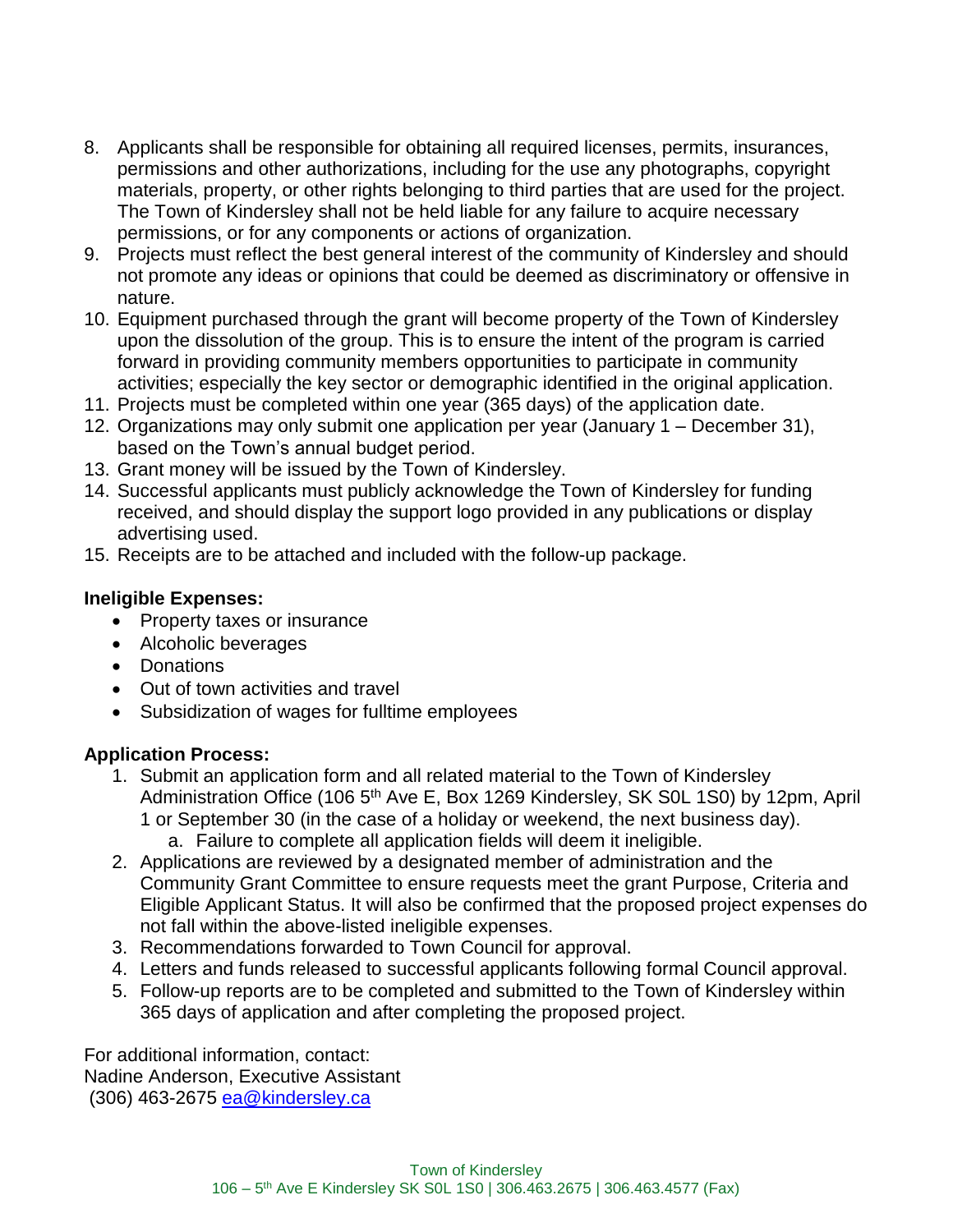8. Applicants shall be responsible for obtaining all required licenses, permits, insurances, permissions and other authorizations, including for the use any photographs, copyright materials, property, or other rights belonging to third parties that are used for the project. The Town of Kindersley shall not be held liable for any failure to acquire necessary permissions, or for any components or actions of organization.
9. Projects must reflect the best general interest of the community of Kindersley and should not promote any ideas or opinions that could be deemed as discriminatory or offensive in nature.
10. Equipment purchased through the grant will become property of the Town of Kindersley upon the dissolution of the group. This is to ensure the intent of the program is carried forward in providing community members opportunities to participate in community activities; especially the key sector or demographic identified in the original application.
11. Projects must be completed within one year (365 days) of the application date.
12. Organizations may only submit one application per year (January 1 – December 31), based on the Town's annual budget period.
13. Grant money will be issued by the Town of Kindersley.
14. Successful applicants must publicly acknowledge the Town of Kindersley for funding received, and should display the support logo provided in any publications or display advertising used.
15. Receipts are to be attached and included with the follow-up package.

**Ineligible Expenses:**

- Property taxes or insurance
- Alcoholic beverages
- Donations
- Out of town activities and travel
- Subsidization of wages for fulltime employees

**Application Process:**

1. Submit an application form and all related material to the Town of Kindersley Administration Office (106 5th Ave E, Box 1269 Kindersley, SK S0L 1S0) by 12pm, April 1 or September 30 (in the case of a holiday or weekend, the next business day).
    a. Failure to complete all application fields will deem it ineligible.
2. Applications are reviewed by a designated member of administration and the Community Grant Committee to ensure requests meet the grant Purpose, Criteria and Eligible Applicant Status. It will also be confirmed that the proposed project expenses do not fall within the above-listed ineligible expenses.
3. Recommendations forwarded to Town Council for approval.
4. Letters and funds released to successful applicants following formal Council approval.
5. Follow-up reports are to be completed and submitted to the Town of Kindersley within 365 days of application and after completing the proposed project.

For additional information, contact:
Nadine Anderson, Executive Assistant
(306) 463-2675 ea@kindersley.ca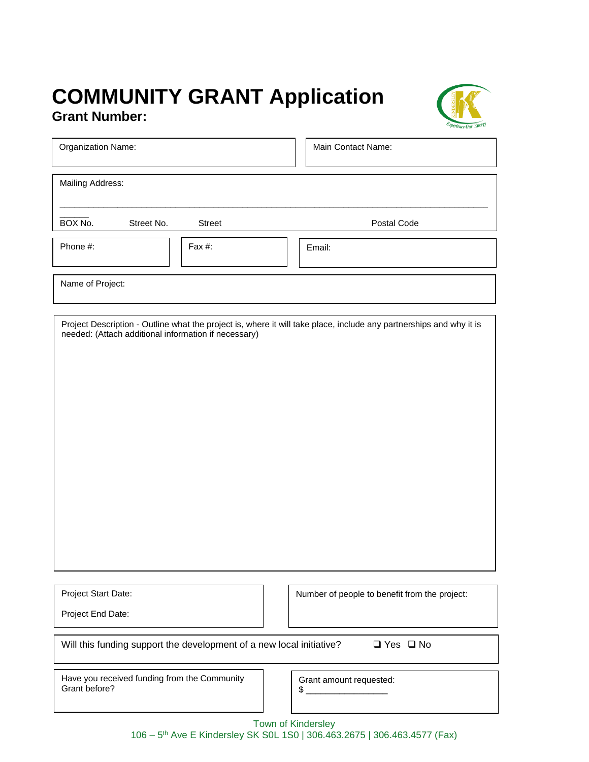# COMMUNITY GRANT Application

**Grant Number:**

Organization Name:

Main Contact Name:

Mailing Address:

______________________________________________________________________________________

BOX No. Street No. Street Postal Code

Phone #:

Fax #:

Email:

Name of Project:

Project Description - Outline what the project is, where it will take place, include any partnerships and why it is needed: (Attach additional information if necessary)

Project Start Date:

Project End Date:

Number of people to benefit from the project:

Will this funding support the development of a new local initiative? ❑ Yes ❑ No

Have you received funding from the Community Grant before?

Grant amount requested:
$ _______________

Town of Kindersley
106 – 5th Ave E Kindersley SK S0L 1S0 | 306.463.2675 | 306.463.4577 (Fax)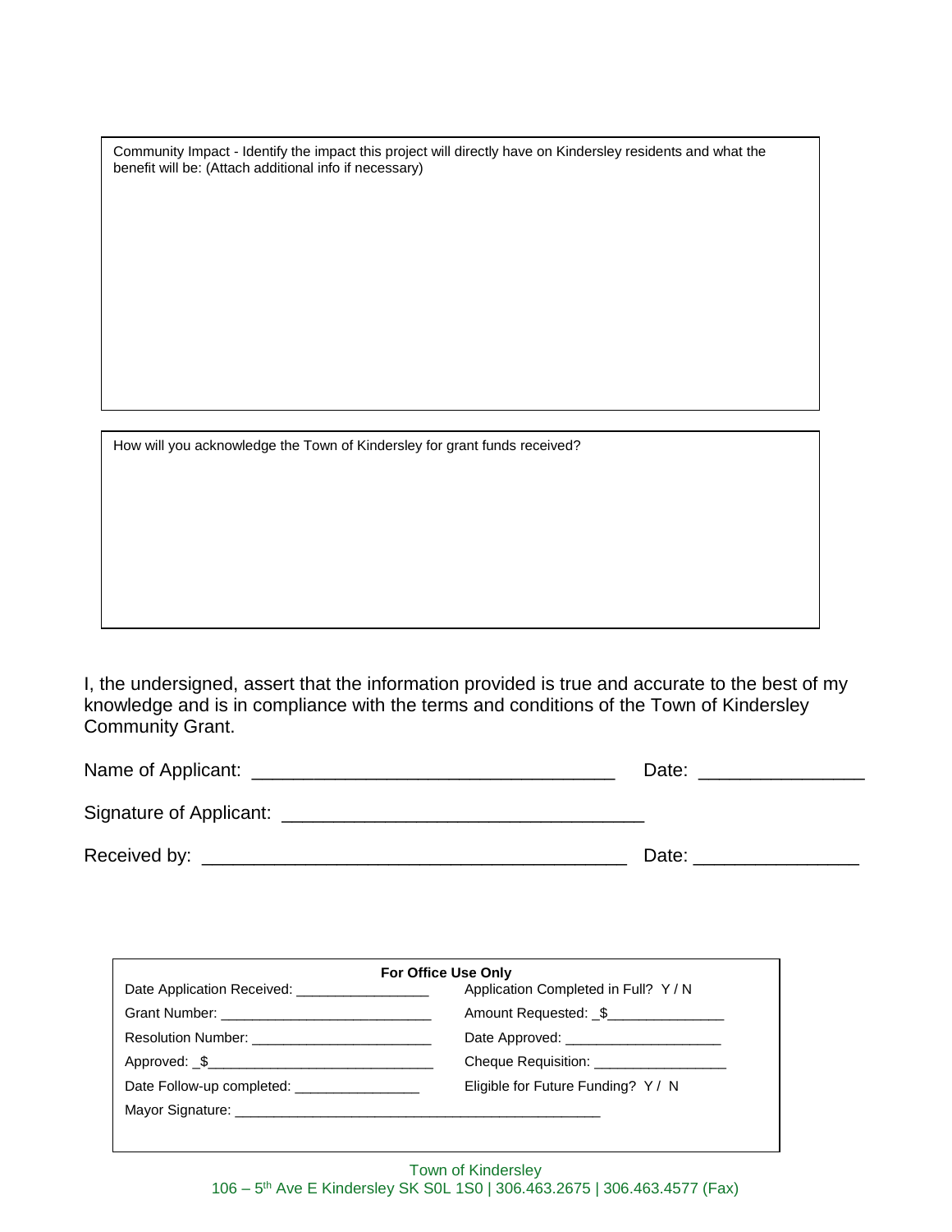Community Impact - Identify the impact this project will directly have on Kindersley residents and what the benefit will be: (Attach additional info if necessary)

How will you acknowledge the Town of Kindersley for grant funds received?

I, the undersigned, assert that the information provided is true and accurate to the best of my knowledge and is in compliance with the terms and conditions of the Town of Kindersley Community Grant.

Name of Applicant: ___________________________________ Date: ________________

Signature of Applicant: ___________________________________

Received by: ________________________________________ Date: ________________

**For Office Use Only**

| | |
|---|---|
| Date Application Received: _________________ | Application Completed in Full? Y / N |
| Grant Number: ___________________________ | Amount Requested: _$_______________ |
| Resolution Number: _______________________ | Date Approved: _____________________ |
| Approved: _$_____________________________ | Cheque Requisition: _________________ |
| Date Follow-up completed: ________________ | Eligible for Future Funding? Y / N |
| Mayor Signature: _________________________________________________ | |

Town of Kindersley
106 – 5th Ave E Kindersley SK S0L 1S0 | 306.463.2675 | 306.463.4577 (Fax)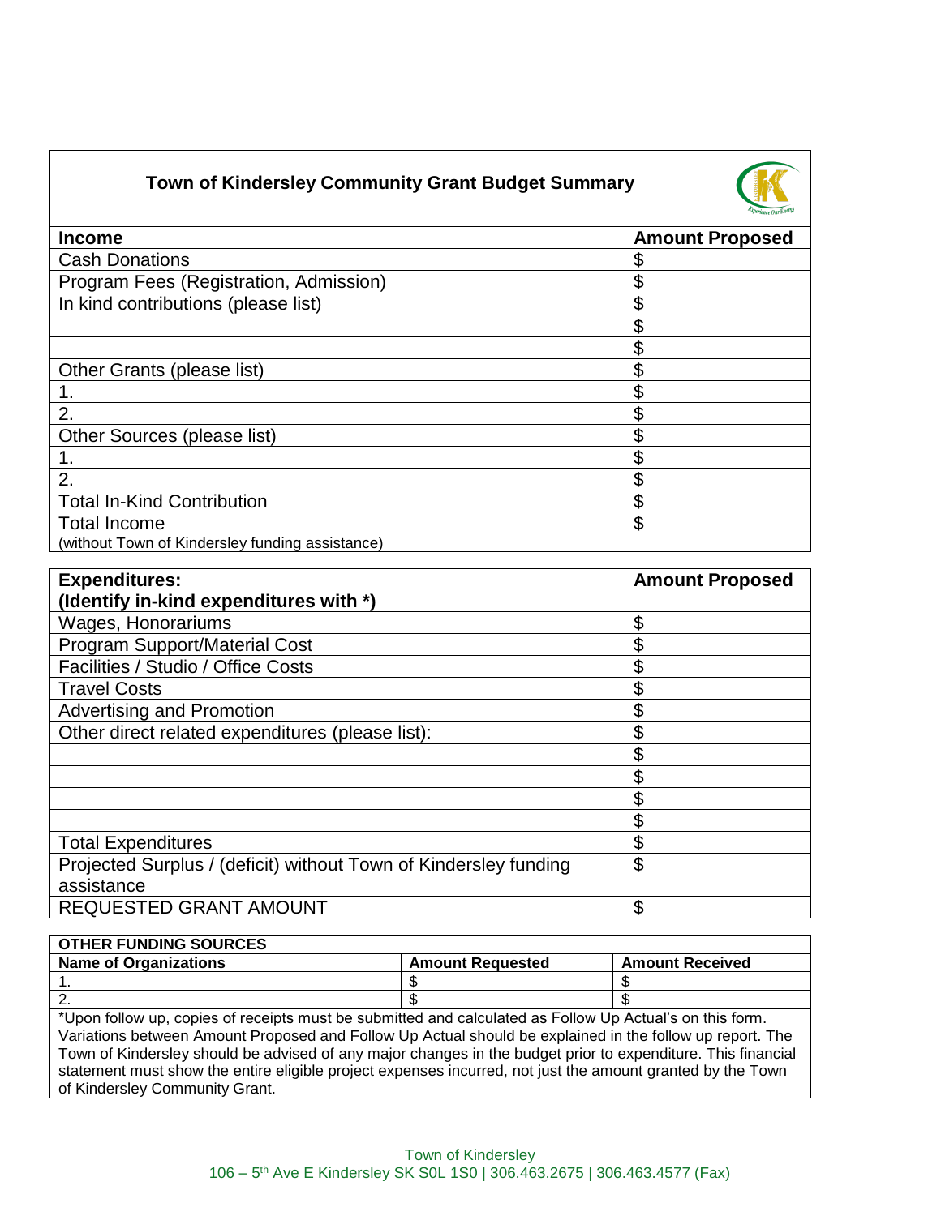# Town of Kindersley Community Grant Budget Summary

| Income | Amount Proposed |
|---|---|
| Cash Donations | $ |
| Program Fees (Registration, Admission) | $ |
| In kind contributions (please list) | $ |
| | $ |
| | $ |
| Other Grants (please list) | $ |
| 1. | $ |
| 2. | $ |
| Other Sources (please list) | $ |
| 1. | $ |
| 2. | $ |
| Total In-Kind Contribution | $ |
| Total Income (without Town of Kindersley funding assistance) | $ |

| **Expenditures: (Identify in-kind expenditures with *)** | **Amount Proposed** |
|---|---|
| Wages, Honorariums | $ |
| Program Support/Material Cost | $ |
| Facilities / Studio / Office Costs | $ |
| Travel Costs | $ |
| Advertising and Promotion | $ |
| Other direct related expenditures (please list): | $ |
| | $ |
| | $ |
| | $ |
| | $ |
| Total Expenditures | $ |
| Projected Surplus / (deficit) without Town of Kindersley funding assistance | $ |
| REQUESTED GRANT AMOUNT | $ |

**OTHER FUNDING SOURCES**

| Name of Organizations | Amount Requested | Amount Received |
|---|---|---|
| 1. | $ | $ |
| 2. | $ | $ |

*Upon follow up, copies of receipts must be submitted and calculated as Follow Up Actual's on this form. Variations between Amount Proposed and Follow Up Actual should be explained in the follow up report. The Town of Kindersley should be advised of any major changes in the budget prior to expenditure. This financial statement must show the entire eligible project expenses incurred, not just the amount granted by the Town of Kindersley Community Grant.

Town of Kindersley
106 – 5th Ave E Kindersley SK S0L 1S0 | 306.463.2675 | 306.463.4577 (Fax)